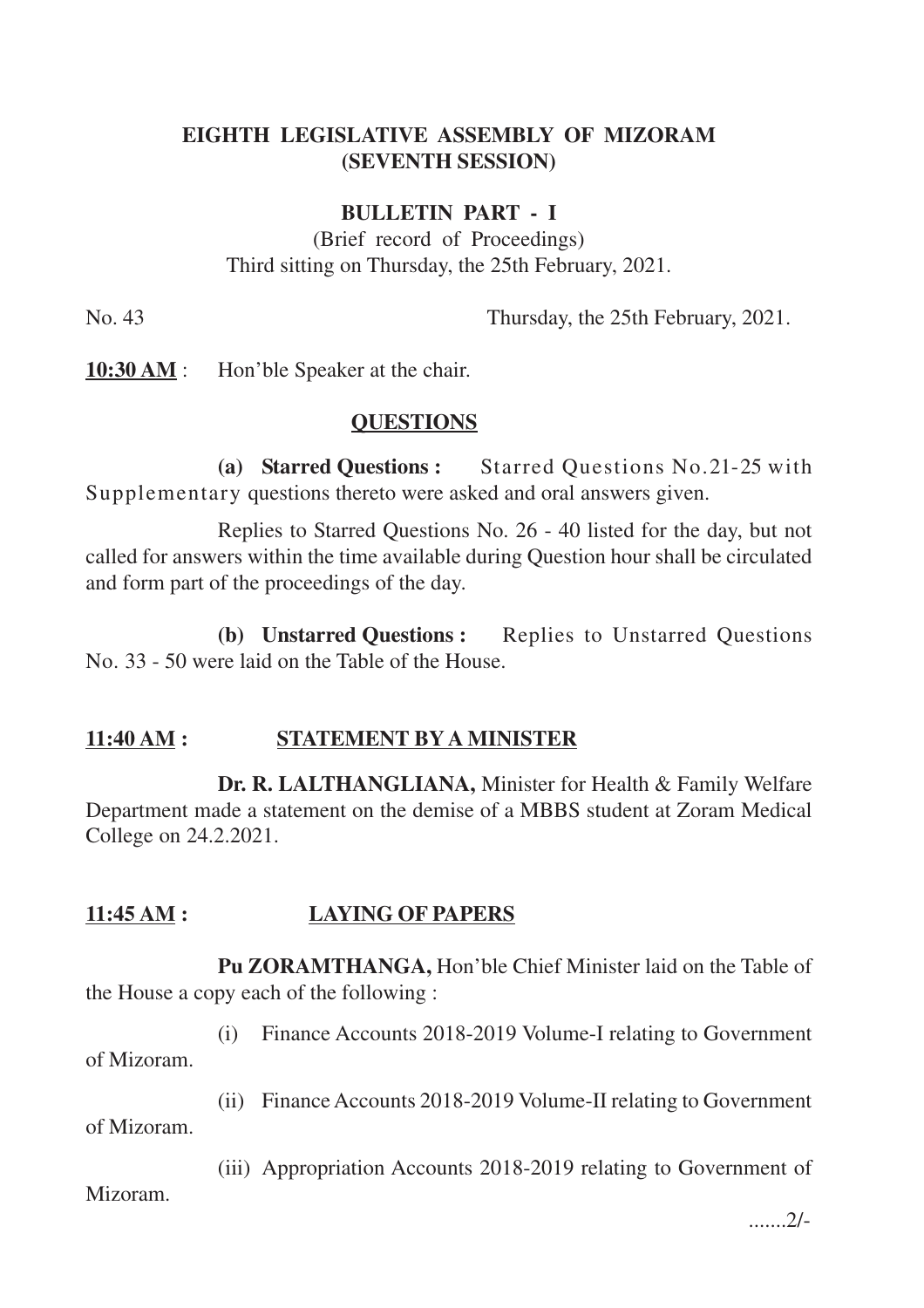# EIGHTH LEGISLATIVE ASSEMBLY OF MIZORAM
## (SEVENTH SESSION)

### BULLETIN PART - I

(Brief record of Proceedings)
Third sitting on Thursday, the 25th February, 2021.

No. 43 Thursday, the 25th February, 2021.

**10:30 AM** : Hon'ble Speaker at the chair.

## QUESTIONS

**(a) Starred Questions :** Starred Questions No.21-25 with Supplementary questions thereto were asked and oral answers given.

Replies to Starred Questions No. 26 - 40 listed for the day, but not called for answers within the time available during Question hour shall be circulated and form part of the proceedings of the day.

**(b) Unstarred Questions :** Replies to Unstarred Questions No. 33 - 50 were laid on the Table of the House.

## 11:40 AM : STATEMENT BY A MINISTER

**Dr. R. LALTHANGLIANA,** Minister for Health & Family Welfare Department made a statement on the demise of a MBBS student at Zoram Medical College on 24.2.2021.

## 11:45 AM : LAYING OF PAPERS

**Pu ZORAMTHANGA,** Hon'ble Chief Minister laid on the Table of the House a copy each of the following :

(i) Finance Accounts 2018-2019 Volume-I relating to Government of Mizoram.

(ii) Finance Accounts 2018-2019 Volume-II relating to Government of Mizoram.

(iii) Appropriation Accounts 2018-2019 relating to Government of Mizoram.

.......2/-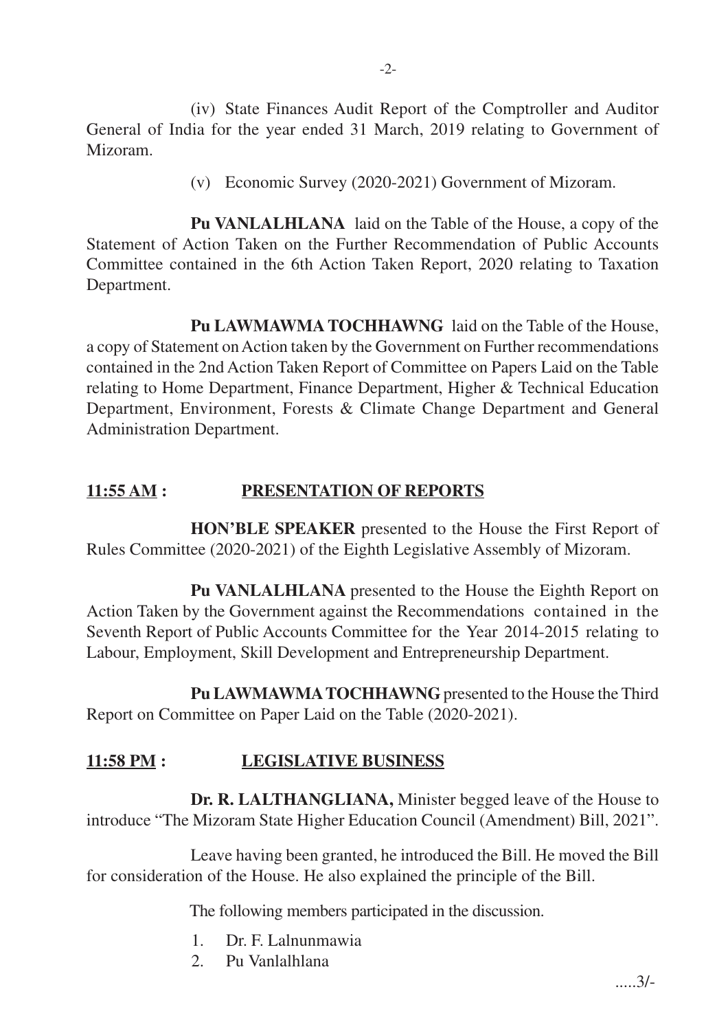(iv) State Finances Audit Report of the Comptroller and Auditor General of India for the year ended 31 March, 2019 relating to Government of Mizoram.

(v) Economic Survey (2020-2021) Government of Mizoram.

**Pu VANLALHLANA** laid on the Table of the House, a copy of the Statement of Action Taken on the Further Recommendation of Public Accounts Committee contained in the 6th Action Taken Report, 2020 relating to Taxation Department.

**Pu LAWMAWMA TOCHHAWNG** laid on the Table of the House, a copy of Statement on Action taken by the Government on Further recommendations contained in the 2nd Action Taken Report of Committee on Papers Laid on the Table relating to Home Department, Finance Department, Higher & Technical Education Department, Environment, Forests & Climate Change Department and General Administration Department.

**<u>11:55 AM</u> : <u>PRESENTATION OF REPORTS</u>**

**HON'BLE SPEAKER** presented to the House the First Report of Rules Committee (2020-2021) of the Eighth Legislative Assembly of Mizoram.

**Pu VANLALHLANA** presented to the House the Eighth Report on Action Taken by the Government against the Recommendations contained in the Seventh Report of Public Accounts Committee for the Year 2014-2015 relating to Labour, Employment, Skill Development and Entrepreneurship Department.

**Pu LAWMAWMA TOCHHAWNG** presented to the House the Third Report on Committee on Paper Laid on the Table (2020-2021).

**<u>11:58 PM</u> : <u>LEGISLATIVE BUSINESS</u>**

**Dr. R. LALTHANGLIANA,** Minister begged leave of the House to introduce "The Mizoram State Higher Education Council (Amendment) Bill, 2021".

Leave having been granted, he introduced the Bill. He moved the Bill for consideration of the House. He also explained the principle of the Bill.

The following members participated in the discussion.

1. Dr. F. Lalnunmawia
2. Pu Vanlalhlana

.....3/-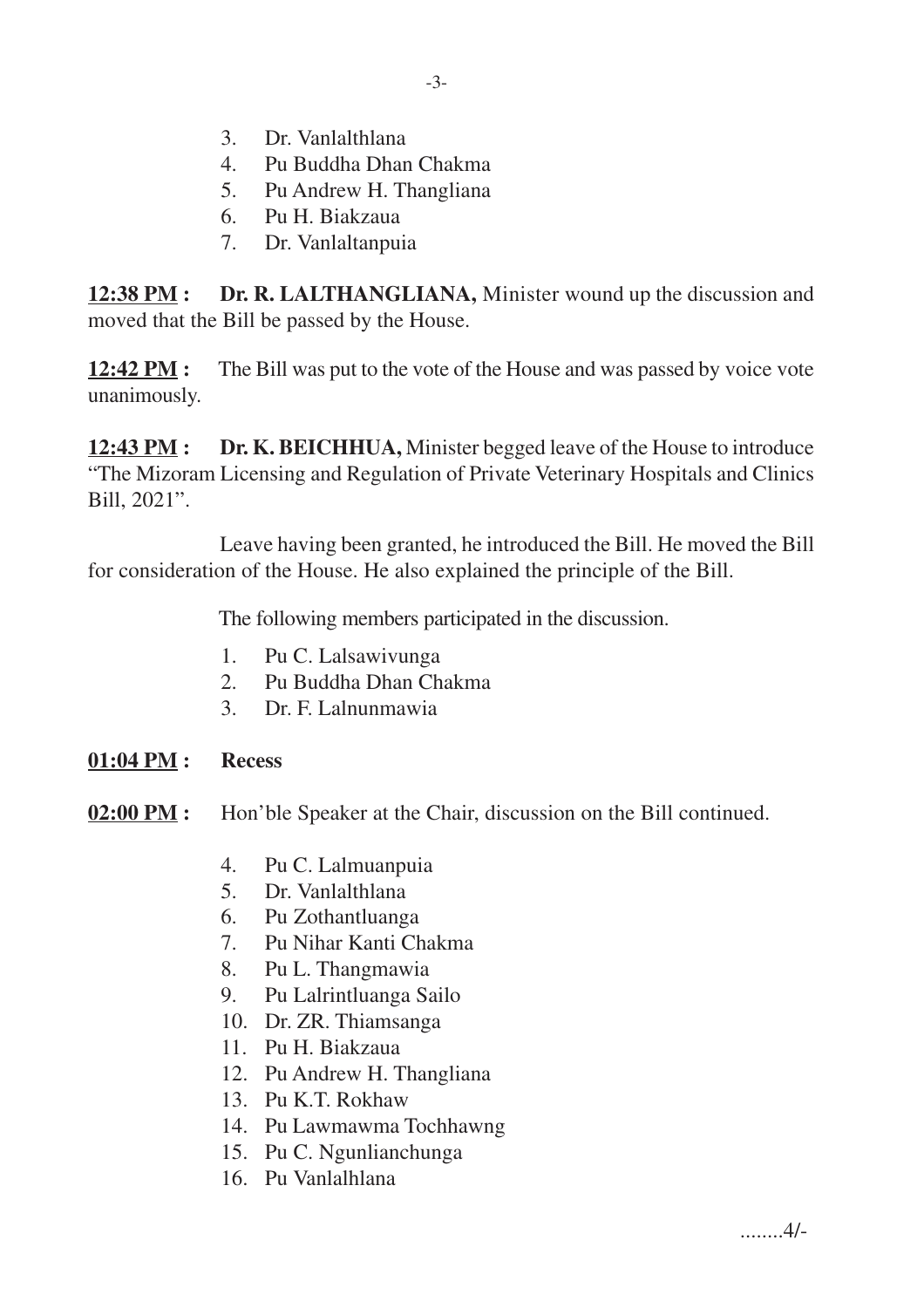3. Dr. Vanlalthlana
4. Pu Buddha Dhan Chakma
5. Pu Andrew H. Thangliana
6. Pu H. Biakzaua
7. Dr. Vanlaltanpuia

**12:38 PM :** **Dr. R. LALTHANGLIANA,** Minister wound up the discussion and moved that the Bill be passed by the House.

**12:42 PM :** The Bill was put to the vote of the House and was passed by voice vote unanimously.

**12:43 PM :** **Dr. K. BEICHHUA,** Minister begged leave of the House to introduce "The Mizoram Licensing and Regulation of Private Veterinary Hospitals and Clinics Bill, 2021".

Leave having been granted, he introduced the Bill. He moved the Bill for consideration of the House. He also explained the principle of the Bill.

The following members participated in the discussion.

1. Pu C. Lalsawivunga
2. Pu Buddha Dhan Chakma
3. Dr. F. Lalnunmawia

**01:04 PM :** **Recess**

**02:00 PM :** Hon'ble Speaker at the Chair, discussion on the Bill continued.

4. Pu C. Lalmuanpuia
5. Dr. Vanlalthlana
6. Pu Zothantluanga
7. Pu Nihar Kanti Chakma
8. Pu L. Thangmawia
9. Pu Lalrintluanga Sailo
10. Dr. ZR. Thiamsanga
11. Pu H. Biakzaua
12. Pu Andrew H. Thangliana
13. Pu K.T. Rokhaw
14. Pu Lawmawma Tochhawng
15. Pu C. Ngunlianchunga
16. Pu Vanlalhlana

........4/-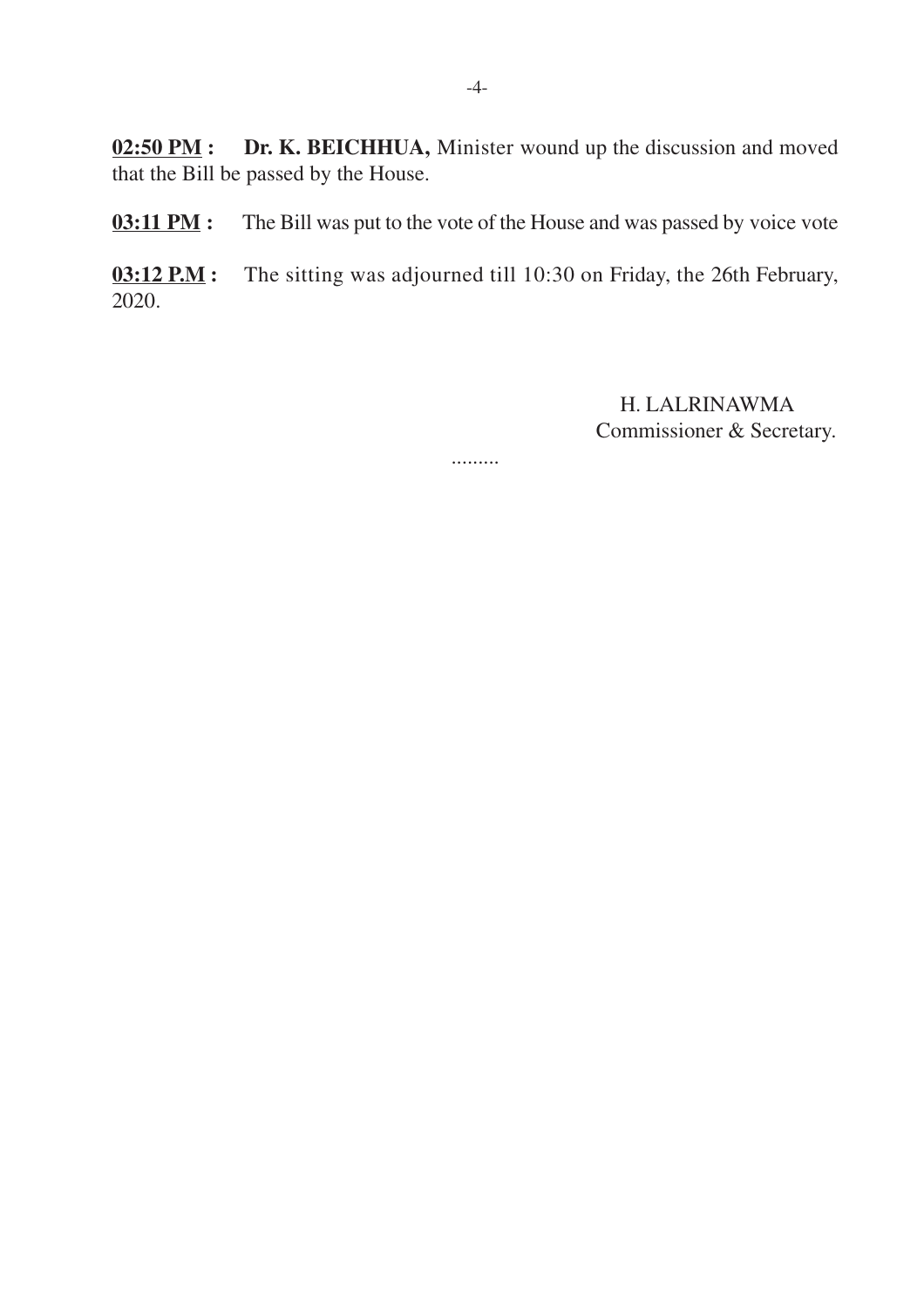**02:50 PM :** **Dr. K. BEICHHUA,** Minister wound up the discussion and moved that the Bill be passed by the House.

**03:11 PM :** The Bill was put to the vote of the House and was passed by voice vote

**03:12 P.M :** The sitting was adjourned till 10:30 on Friday, the 26th February, 2020.

H. LALRINAWMA
Commissioner & Secretary.

.........